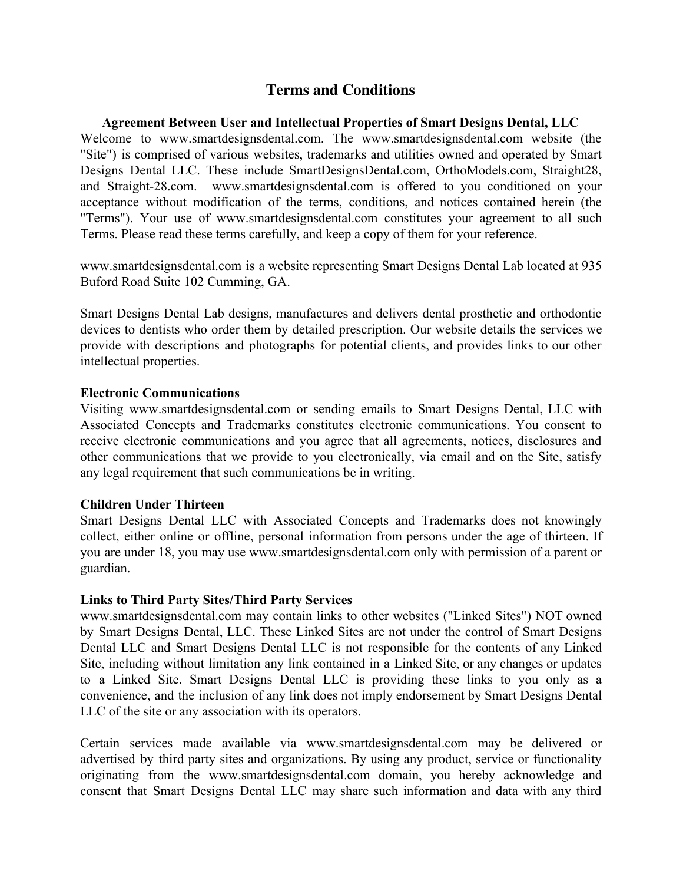# Terms and Conditions

**Agreement Between User and Intellectual Properties of Smart Designs Dental, LLC**

Welcome to www.smartdesignsdental.com. The www.smartdesignsdental.com website (the "Site") is comprised of various websites, trademarks and utilities owned and operated by Smart Designs Dental LLC. These include SmartDesignsDental.com, OrthoModels.com, Straight28, and Straight-28.com. www.smartdesignsdental.com is offered to you conditioned on your acceptance without modification of the terms, conditions, and notices contained herein (the "Terms"). Your use of www.smartdesignsdental.com constitutes your agreement to all such Terms. Please read these terms carefully, and keep a copy of them for your reference.

www.smartdesignsdental.com is a website representing Smart Designs Dental Lab located at 935 Buford Road Suite 102 Cumming, GA.

Smart Designs Dental Lab designs, manufactures and delivers dental prosthetic and orthodontic devices to dentists who order them by detailed prescription. Our website details the services we provide with descriptions and photographs for potential clients, and provides links to our other intellectual properties.

**Electronic Communications**

Visiting www.smartdesignsdental.com or sending emails to Smart Designs Dental, LLC with Associated Concepts and Trademarks constitutes electronic communications. You consent to receive electronic communications and you agree that all agreements, notices, disclosures and other communications that we provide to you electronically, via email and on the Site, satisfy any legal requirement that such communications be in writing.

**Children Under Thirteen**

Smart Designs Dental LLC with Associated Concepts and Trademarks does not knowingly collect, either online or offline, personal information from persons under the age of thirteen. If you are under 18, you may use www.smartdesignsdental.com only with permission of a parent or guardian.

**Links to Third Party Sites/Third Party Services**

www.smartdesignsdental.com may contain links to other websites ("Linked Sites") NOT owned by Smart Designs Dental, LLC. These Linked Sites are not under the control of Smart Designs Dental LLC and Smart Designs Dental LLC is not responsible for the contents of any Linked Site, including without limitation any link contained in a Linked Site, or any changes or updates to a Linked Site. Smart Designs Dental LLC is providing these links to you only as a convenience, and the inclusion of any link does not imply endorsement by Smart Designs Dental LLC of the site or any association with its operators.

Certain services made available via www.smartdesignsdental.com may be delivered or advertised by third party sites and organizations. By using any product, service or functionality originating from the www.smartdesignsdental.com domain, you hereby acknowledge and consent that Smart Designs Dental LLC may share such information and data with any third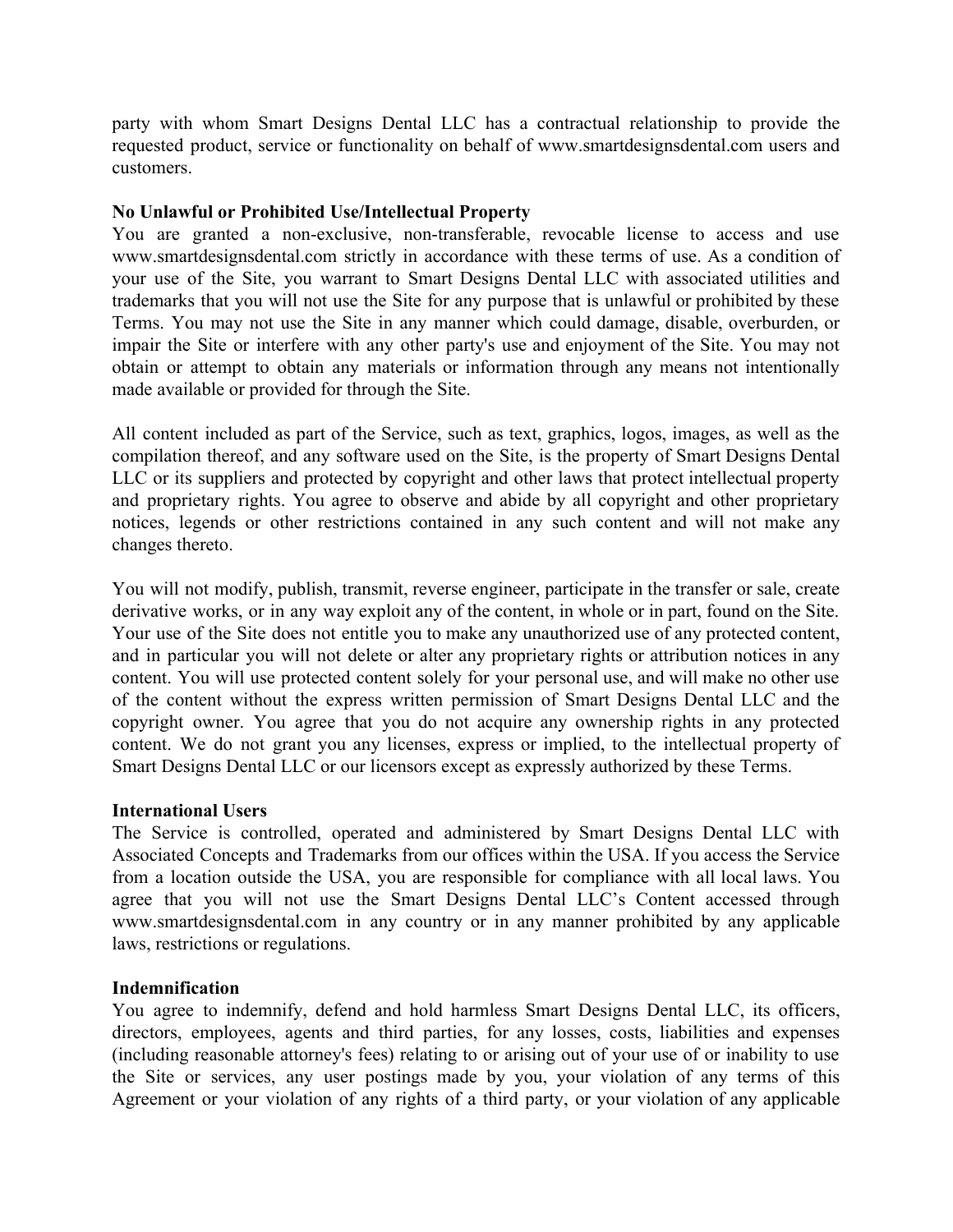party with whom Smart Designs Dental LLC has a contractual relationship to provide the requested product, service or functionality on behalf of www.smartdesignsdental.com users and customers.

**No Unlawful or Prohibited Use/Intellectual Property**
You are granted a non-exclusive, non-transferable, revocable license to access and use www.smartdesignsdental.com strictly in accordance with these terms of use. As a condition of your use of the Site, you warrant to Smart Designs Dental LLC with associated utilities and trademarks that you will not use the Site for any purpose that is unlawful or prohibited by these Terms. You may not use the Site in any manner which could damage, disable, overburden, or impair the Site or interfere with any other party's use and enjoyment of the Site. You may not obtain or attempt to obtain any materials or information through any means not intentionally made available or provided for through the Site.

All content included as part of the Service, such as text, graphics, logos, images, as well as the compilation thereof, and any software used on the Site, is the property of Smart Designs Dental LLC or its suppliers and protected by copyright and other laws that protect intellectual property and proprietary rights. You agree to observe and abide by all copyright and other proprietary notices, legends or other restrictions contained in any such content and will not make any changes thereto.

You will not modify, publish, transmit, reverse engineer, participate in the transfer or sale, create derivative works, or in any way exploit any of the content, in whole or in part, found on the Site. Your use of the Site does not entitle you to make any unauthorized use of any protected content, and in particular you will not delete or alter any proprietary rights or attribution notices in any content. You will use protected content solely for your personal use, and will make no other use of the content without the express written permission of Smart Designs Dental LLC and the copyright owner. You agree that you do not acquire any ownership rights in any protected content. We do not grant you any licenses, express or implied, to the intellectual property of Smart Designs Dental LLC or our licensors except as expressly authorized by these Terms.

**International Users**
The Service is controlled, operated and administered by Smart Designs Dental LLC with Associated Concepts and Trademarks from our offices within the USA. If you access the Service from a location outside the USA, you are responsible for compliance with all local laws. You agree that you will not use the Smart Designs Dental LLC's Content accessed through www.smartdesignsdental.com in any country or in any manner prohibited by any applicable laws, restrictions or regulations.

**Indemnification**
You agree to indemnify, defend and hold harmless Smart Designs Dental LLC, its officers, directors, employees, agents and third parties, for any losses, costs, liabilities and expenses (including reasonable attorney's fees) relating to or arising out of your use of or inability to use the Site or services, any user postings made by you, your violation of any terms of this Agreement or your violation of any rights of a third party, or your violation of any applicable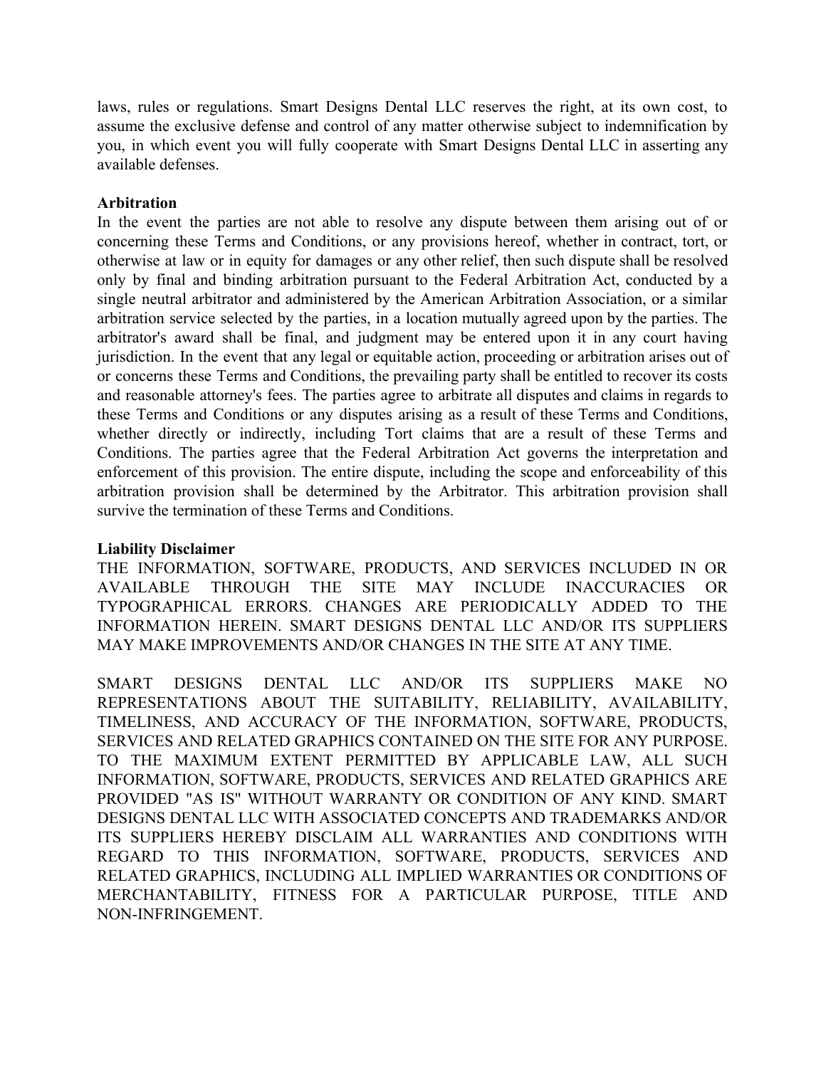laws, rules or regulations. Smart Designs Dental LLC reserves the right, at its own cost, to assume the exclusive defense and control of any matter otherwise subject to indemnification by you, in which event you will fully cooperate with Smart Designs Dental LLC in asserting any available defenses.

**Arbitration**
In the event the parties are not able to resolve any dispute between them arising out of or concerning these Terms and Conditions, or any provisions hereof, whether in contract, tort, or otherwise at law or in equity for damages or any other relief, then such dispute shall be resolved only by final and binding arbitration pursuant to the Federal Arbitration Act, conducted by a single neutral arbitrator and administered by the American Arbitration Association, or a similar arbitration service selected by the parties, in a location mutually agreed upon by the parties. The arbitrator's award shall be final, and judgment may be entered upon it in any court having jurisdiction. In the event that any legal or equitable action, proceeding or arbitration arises out of or concerns these Terms and Conditions, the prevailing party shall be entitled to recover its costs and reasonable attorney's fees. The parties agree to arbitrate all disputes and claims in regards to these Terms and Conditions or any disputes arising as a result of these Terms and Conditions, whether directly or indirectly, including Tort claims that are a result of these Terms and Conditions. The parties agree that the Federal Arbitration Act governs the interpretation and enforcement of this provision. The entire dispute, including the scope and enforceability of this arbitration provision shall be determined by the Arbitrator. This arbitration provision shall survive the termination of these Terms and Conditions.

**Liability Disclaimer**
THE INFORMATION, SOFTWARE, PRODUCTS, AND SERVICES INCLUDED IN OR AVAILABLE THROUGH THE SITE MAY INCLUDE INACCURACIES OR TYPOGRAPHICAL ERRORS. CHANGES ARE PERIODICALLY ADDED TO THE INFORMATION HEREIN. SMART DESIGNS DENTAL LLC AND/OR ITS SUPPLIERS MAY MAKE IMPROVEMENTS AND/OR CHANGES IN THE SITE AT ANY TIME.

SMART DESIGNS DENTAL LLC AND/OR ITS SUPPLIERS MAKE NO REPRESENTATIONS ABOUT THE SUITABILITY, RELIABILITY, AVAILABILITY, TIMELINESS, AND ACCURACY OF THE INFORMATION, SOFTWARE, PRODUCTS, SERVICES AND RELATED GRAPHICS CONTAINED ON THE SITE FOR ANY PURPOSE. TO THE MAXIMUM EXTENT PERMITTED BY APPLICABLE LAW, ALL SUCH INFORMATION, SOFTWARE, PRODUCTS, SERVICES AND RELATED GRAPHICS ARE PROVIDED "AS IS" WITHOUT WARRANTY OR CONDITION OF ANY KIND. SMART DESIGNS DENTAL LLC WITH ASSOCIATED CONCEPTS AND TRADEMARKS AND/OR ITS SUPPLIERS HEREBY DISCLAIM ALL WARRANTIES AND CONDITIONS WITH REGARD TO THIS INFORMATION, SOFTWARE, PRODUCTS, SERVICES AND RELATED GRAPHICS, INCLUDING ALL IMPLIED WARRANTIES OR CONDITIONS OF MERCHANTABILITY, FITNESS FOR A PARTICULAR PURPOSE, TITLE AND NON-INFRINGEMENT.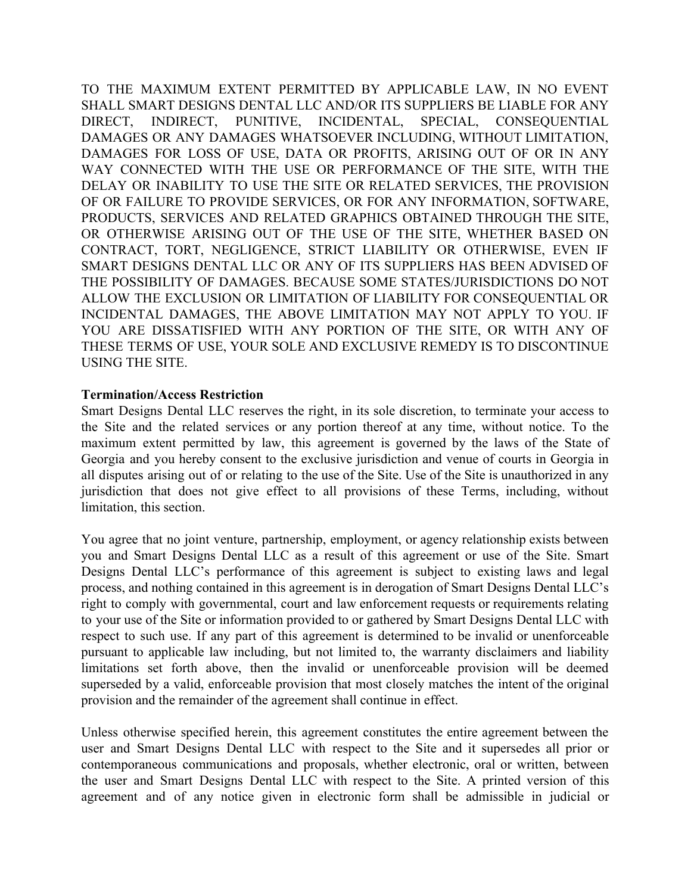TO THE MAXIMUM EXTENT PERMITTED BY APPLICABLE LAW, IN NO EVENT SHALL SMART DESIGNS DENTAL LLC AND/OR ITS SUPPLIERS BE LIABLE FOR ANY DIRECT, INDIRECT, PUNITIVE, INCIDENTAL, SPECIAL, CONSEQUENTIAL DAMAGES OR ANY DAMAGES WHATSOEVER INCLUDING, WITHOUT LIMITATION, DAMAGES FOR LOSS OF USE, DATA OR PROFITS, ARISING OUT OF OR IN ANY WAY CONNECTED WITH THE USE OR PERFORMANCE OF THE SITE, WITH THE DELAY OR INABILITY TO USE THE SITE OR RELATED SERVICES, THE PROVISION OF OR FAILURE TO PROVIDE SERVICES, OR FOR ANY INFORMATION, SOFTWARE, PRODUCTS, SERVICES AND RELATED GRAPHICS OBTAINED THROUGH THE SITE, OR OTHERWISE ARISING OUT OF THE USE OF THE SITE, WHETHER BASED ON CONTRACT, TORT, NEGLIGENCE, STRICT LIABILITY OR OTHERWISE, EVEN IF SMART DESIGNS DENTAL LLC OR ANY OF ITS SUPPLIERS HAS BEEN ADVISED OF THE POSSIBILITY OF DAMAGES. BECAUSE SOME STATES/JURISDICTIONS DO NOT ALLOW THE EXCLUSION OR LIMITATION OF LIABILITY FOR CONSEQUENTIAL OR INCIDENTAL DAMAGES, THE ABOVE LIMITATION MAY NOT APPLY TO YOU. IF YOU ARE DISSATISFIED WITH ANY PORTION OF THE SITE, OR WITH ANY OF THESE TERMS OF USE, YOUR SOLE AND EXCLUSIVE REMEDY IS TO DISCONTINUE USING THE SITE.

**Termination/Access Restriction**

Smart Designs Dental LLC reserves the right, in its sole discretion, to terminate your access to the Site and the related services or any portion thereof at any time, without notice. To the maximum extent permitted by law, this agreement is governed by the laws of the State of Georgia and you hereby consent to the exclusive jurisdiction and venue of courts in Georgia in all disputes arising out of or relating to the use of the Site. Use of the Site is unauthorized in any jurisdiction that does not give effect to all provisions of these Terms, including, without limitation, this section.

You agree that no joint venture, partnership, employment, or agency relationship exists between you and Smart Designs Dental LLC as a result of this agreement or use of the Site. Smart Designs Dental LLC's performance of this agreement is subject to existing laws and legal process, and nothing contained in this agreement is in derogation of Smart Designs Dental LLC's right to comply with governmental, court and law enforcement requests or requirements relating to your use of the Site or information provided to or gathered by Smart Designs Dental LLC with respect to such use. If any part of this agreement is determined to be invalid or unenforceable pursuant to applicable law including, but not limited to, the warranty disclaimers and liability limitations set forth above, then the invalid or unenforceable provision will be deemed superseded by a valid, enforceable provision that most closely matches the intent of the original provision and the remainder of the agreement shall continue in effect.

Unless otherwise specified herein, this agreement constitutes the entire agreement between the user and Smart Designs Dental LLC with respect to the Site and it supersedes all prior or contemporaneous communications and proposals, whether electronic, oral or written, between the user and Smart Designs Dental LLC with respect to the Site. A printed version of this agreement and of any notice given in electronic form shall be admissible in judicial or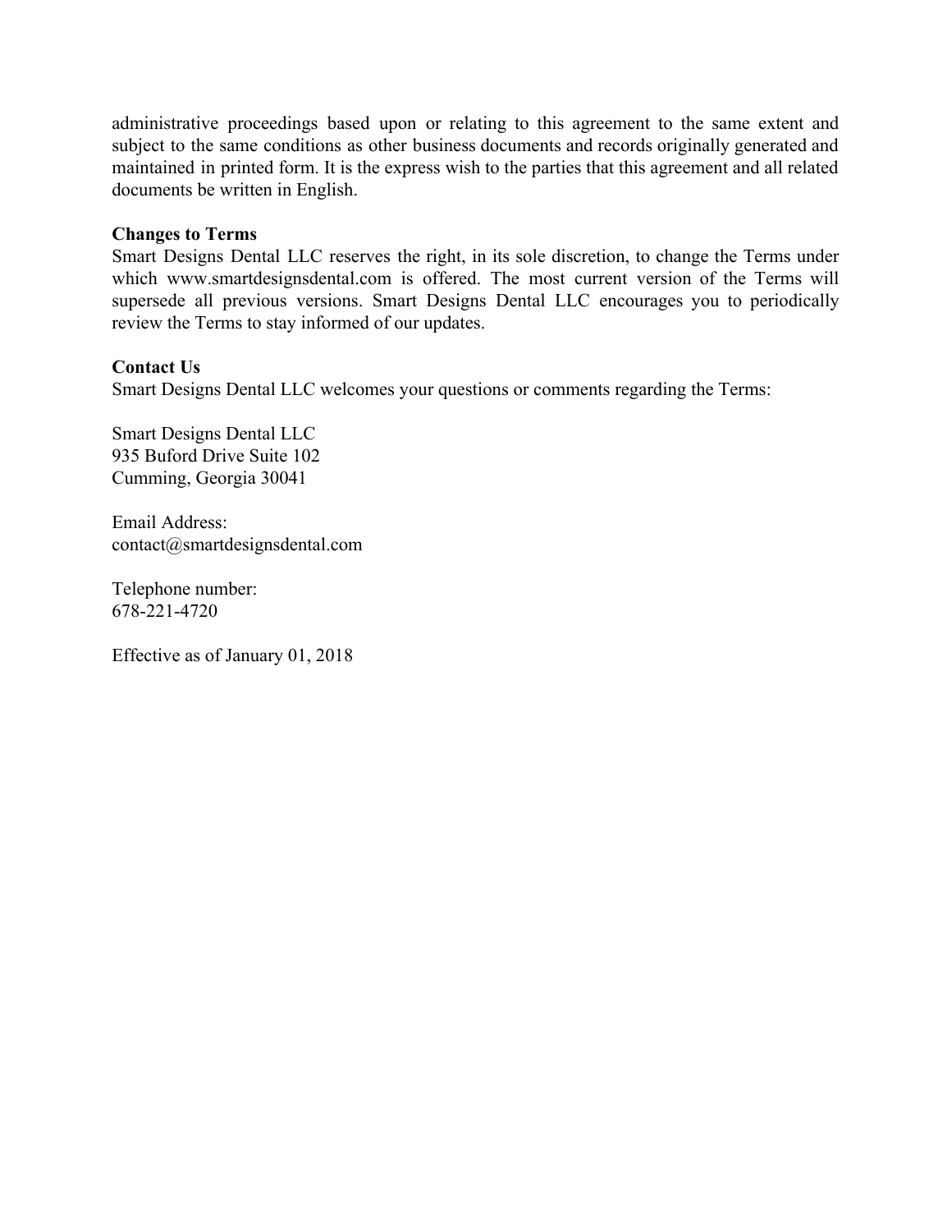administrative proceedings based upon or relating to this agreement to the same extent and subject to the same conditions as other business documents and records originally generated and maintained in printed form. It is the express wish to the parties that this agreement and all related documents be written in English.

**Changes to Terms**
Smart Designs Dental LLC reserves the right, in its sole discretion, to change the Terms under which www.smartdesignsdental.com is offered. The most current version of the Terms will supersede all previous versions. Smart Designs Dental LLC encourages you to periodically review the Terms to stay informed of our updates.

**Contact Us**
Smart Designs Dental LLC welcomes your questions or comments regarding the Terms:

Smart Designs Dental LLC
935 Buford Drive Suite 102
Cumming, Georgia 30041

Email Address:
contact@smartdesignsdental.com

Telephone number:
678-221-4720

Effective as of January 01, 2018